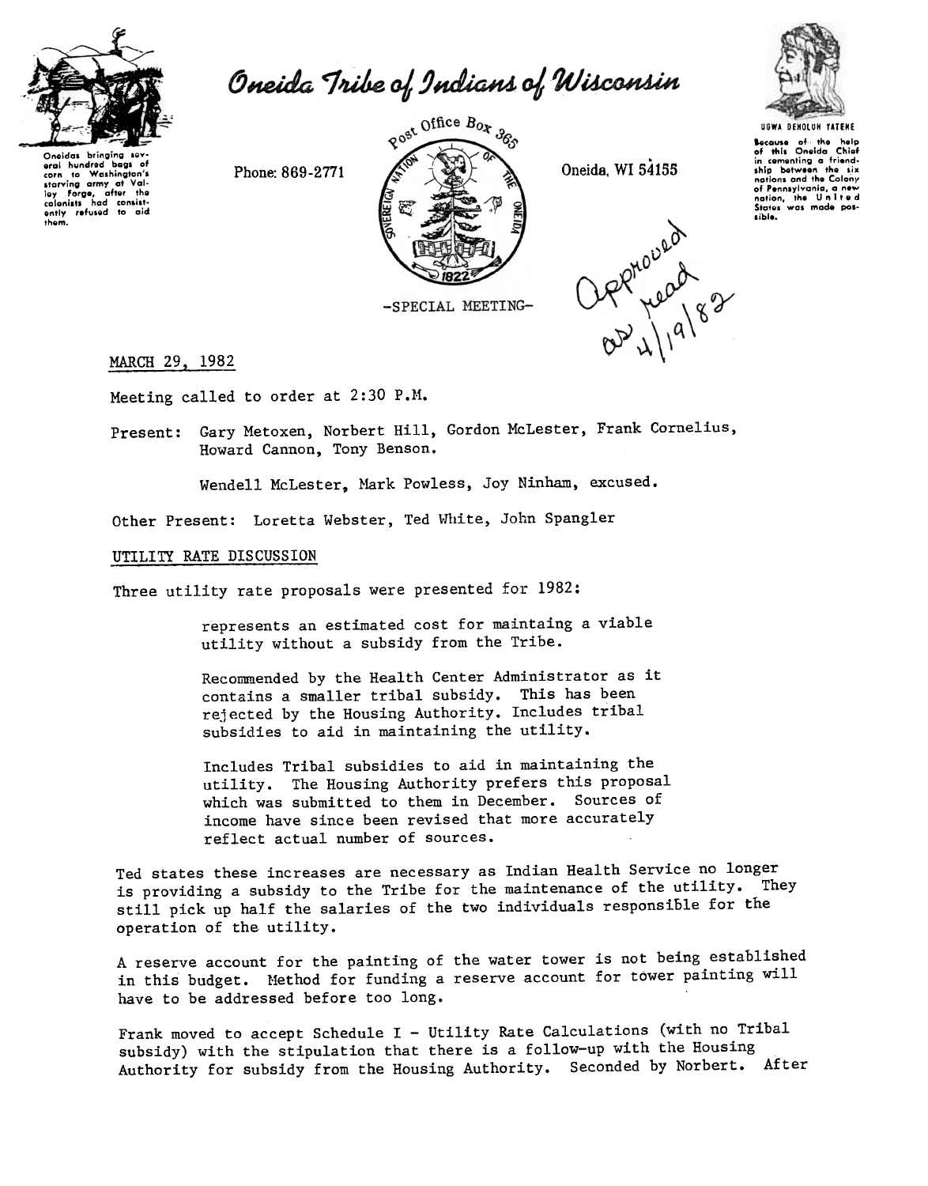# Oneida Tribe of Indians of Wisconsin

Oneidas bringing several hundred bags of corn to Washington's starving army at Valley Forge, after the colonists had consistently refused to aid them.

Phone: 869-2771

Post Office Box 365

Oneida, WI 54155

UGWA DEHOLUH YATENE

Because of the help of this Oneida Chief in cementing a friendship between the six nations and the Colony of Pennsylvania, a new nation, the United States was made possible.

-SPECIAL MEETING-

Approved as read 4/19/82

MARCH 29, 1982

Meeting called to order at 2:30 P.M.

Present: Gary Metoxen, Norbert Hill, Gordon McLester, Frank Cornelius, Howard Cannon, Tony Benson.

Wendell McLester, Mark Powless, Joy Ninham, excused.

Other Present: Loretta Webster, Ted White, John Spangler

UTILITY RATE DISCUSSION

Three utility rate proposals were presented for 1982:

represents an estimated cost for maintaing a viable utility without a subsidy from the Tribe.

Recommended by the Health Center Administrator as it contains a smaller tribal subsidy. This has been rejected by the Housing Authority. Includes tribal subsidies to aid in maintaining the utility.

Includes Tribal subsidies to aid in maintaining the utility. The Housing Authority prefers this proposal which was submitted to them in December. Sources of income have since been revised that more accurately reflect actual number of sources.

Ted states these increases are necessary as Indian Health Service no longer is providing a subsidy to the Tribe for the maintenance of the utility. They still pick up half the salaries of the two individuals responsible for the operation of the utility.

A reserve account for the painting of the water tower is not being established in this budget. Method for funding a reserve account for tower painting will have to be addressed before too long.

Frank moved to accept Schedule I - Utility Rate Calculations (with no Tribal subsidy) with the stipulation that there is a follow-up with the Housing Authority for subsidy from the Housing Authority. Seconded by Norbert. After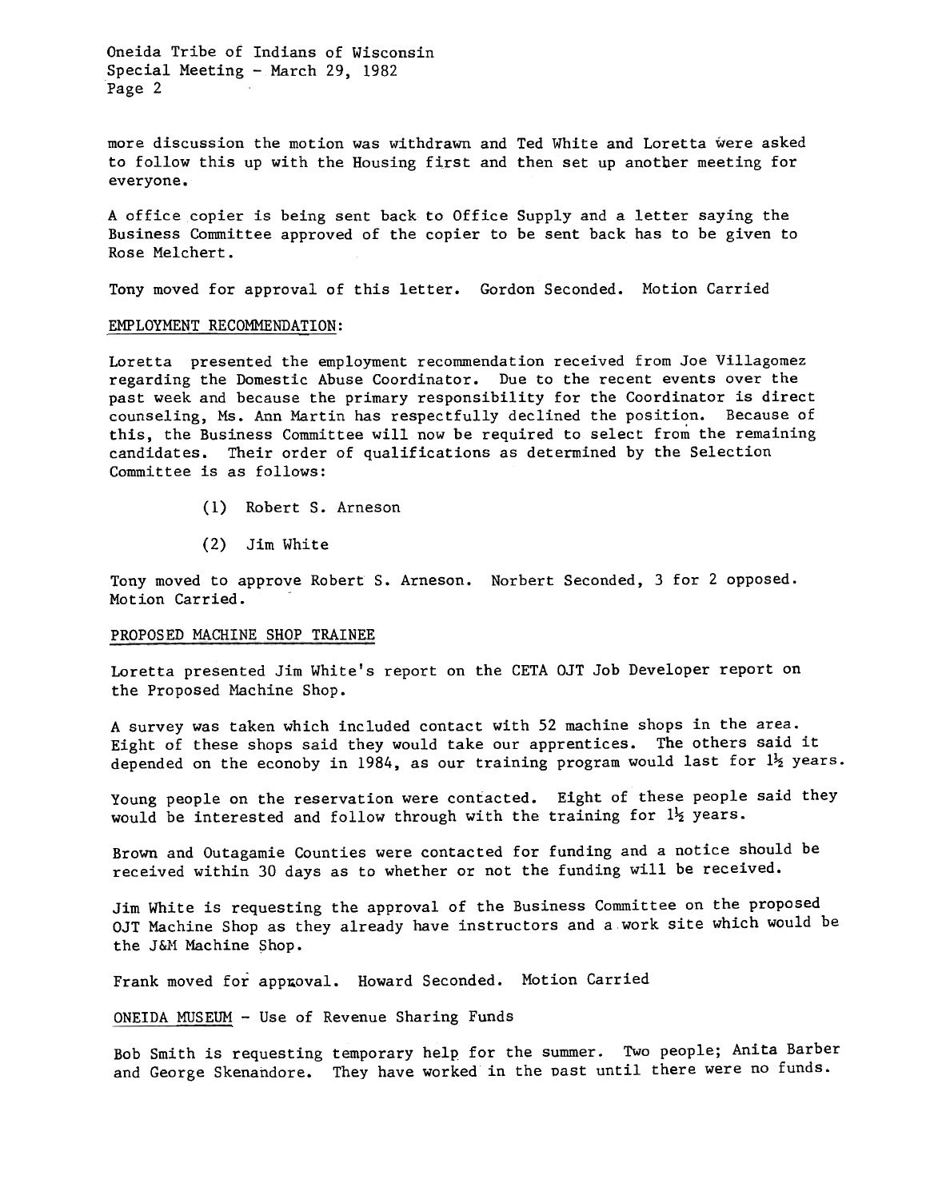more discussion the motion was withdrawn and Ted White and Loretta were asked to follow this up with the Housing first and then set up another meeting for everyone.

A office copier is being sent back to Office Supply and a letter saying the Business Committee approved of the copier to be sent back has to be given to Rose Melchert.

Tony moved for approval of this letter. Gordon Seconded. Motion Carried

EMPLOYMENT RECOMMENDATION:

Loretta presented the employment recommendation received from Joe Villagomez regarding the Domestic Abuse Coordinator. Due to the recent events over the past week and because the primary responsibility for the Coordinator is direct counseling, Ms. Ann Martin has respectfully declined the position. Because of this, the Business Committee will now be required to select from the remaining candidates. Their order of qualifications as determined by the Selection Committee is as follows:

(1) Robert S. Arneson

(2) Jim White

Tony moved to approve Robert S. Arneson. Norbert Seconded, 3 for 2 opposed. Motion Carried.

PROPOSED MACHINE SHOP TRAINEE

Loretta presented Jim White's report on the CETA OJT Job Developer report on the Proposed Machine Shop.

A survey was taken which included contact with 52 machine shops in the area. Eight of these shops said they would take our apprentices. The others said it depended on the econoby in 1984, as our training program would last for 1½ years.

Young people on the reservation were contacted. Eight of these people said they would be interested and follow through with the training for 1½ years.

Brown and Outagamie Counties were contacted for funding and a notice should be received within 30 days as to whether or not the funding will be received.

Jim White is requesting the approval of the Business Committee on the proposed OJT Machine Shop as they already have instructors and a work site which would be the J&M Machine Shop.

Frank moved for approval. Howard Seconded. Motion Carried

ONEIDA MUSEUM - Use of Revenue Sharing Funds

Bob Smith is requesting temporary help for the summer. Two people; Anita Barber and George Skenandore. They have worked in the past until there were no funds.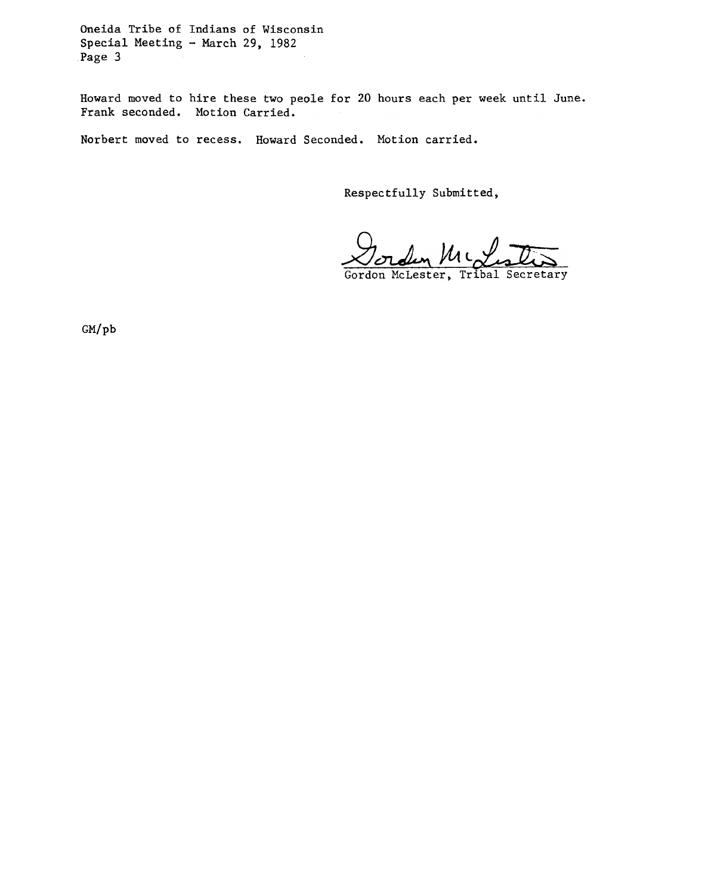Howard moved to hire these two peole for 20 hours each per week until June. Frank seconded. Motion Carried.

Norbert moved to recess. Howard Seconded. Motion carried.

Respectfully Submitted,

Gordon McLester, Tribal Secretary

GM/pb